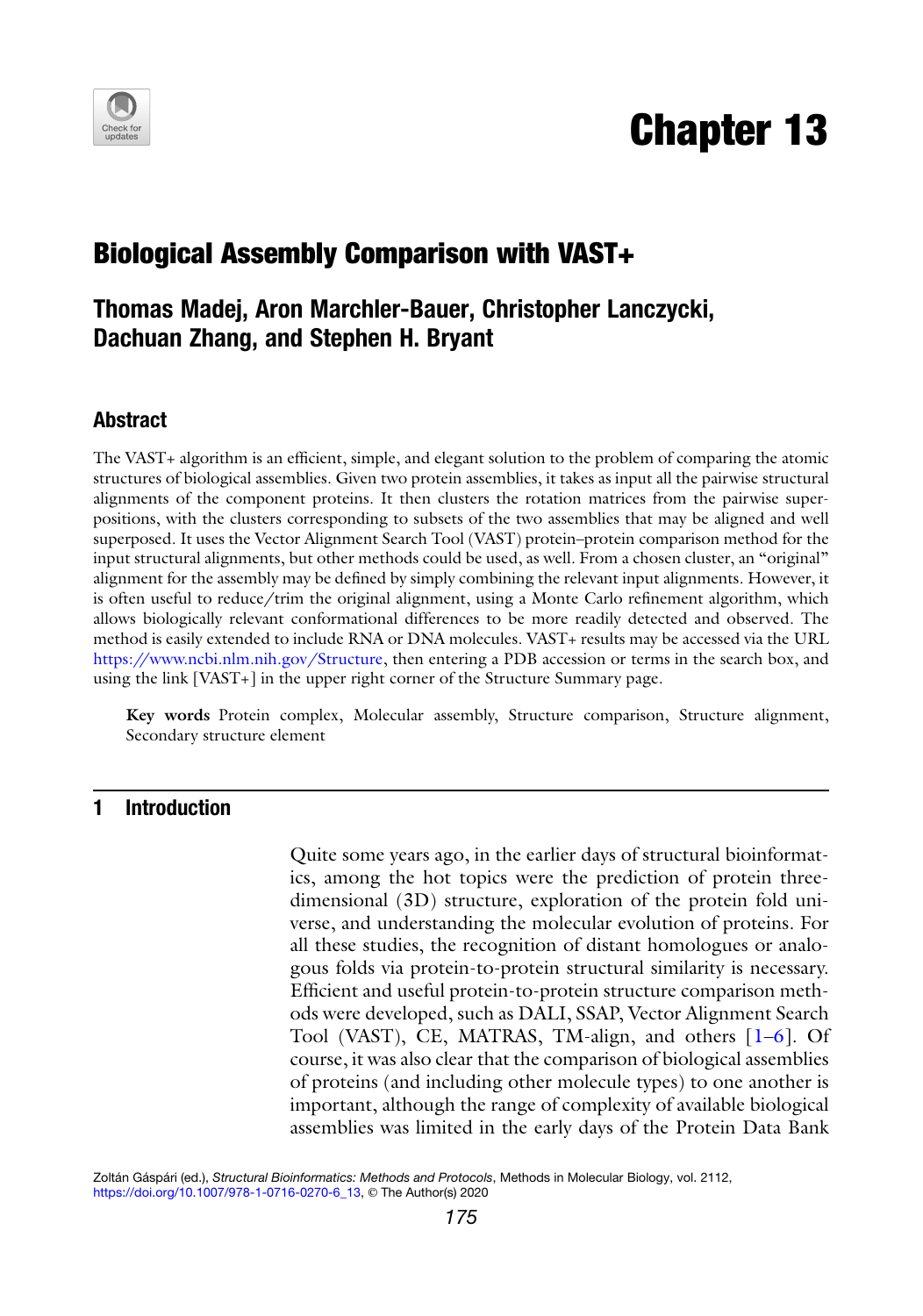# Chapter 13

## Biological Assembly Comparison with VAST+

**Thomas Madej, Aron Marchler-Bauer, Christopher Lanczycki, Dachuan Zhang, and Stephen H. Bryant**

### Abstract

The VAST+ algorithm is an efficient, simple, and elegant solution to the problem of comparing the atomic structures of biological assemblies. Given two protein assemblies, it takes as input all the pairwise structural alignments of the component proteins. It then clusters the rotation matrices from the pairwise superpositions, with the clusters corresponding to subsets of the two assemblies that may be aligned and well superposed. It uses the Vector Alignment Search Tool (VAST) protein–protein comparison method for the input structural alignments, but other methods could be used, as well. From a chosen cluster, an "original" alignment for the assembly may be defined by simply combining the relevant input alignments. However, it is often useful to reduce/trim the original alignment, using a Monte Carlo refinement algorithm, which allows biologically relevant conformational differences to be more readily detected and observed. The method is easily extended to include RNA or DNA molecules. VAST+ results may be accessed via the URL https://www.ncbi.nlm.nih.gov/Structure, then entering a PDB accession or terms in the search box, and using the link [VAST+] in the upper right corner of the Structure Summary page.

**Key words** Protein complex, Molecular assembly, Structure comparison, Structure alignment, Secondary structure element

## 1 Introduction

Quite some years ago, in the earlier days of structural bioinformatics, among the hot topics were the prediction of protein three-dimensional (3D) structure, exploration of the protein fold universe, and understanding the molecular evolution of proteins. For all these studies, the recognition of distant homologues or analogous folds via protein-to-protein structural similarity is necessary. Efficient and useful protein-to-protein structure comparison methods were developed, such as DALI, SSAP, Vector Alignment Search Tool (VAST), CE, MATRAS, TM-align, and others [1–6]. Of course, it was also clear that the comparison of biological assemblies of proteins (and including other molecule types) to one another is important, although the range of complexity of available biological assemblies was limited in the early days of the Protein Data Bank

Zoltán Gáspári (ed.), *Structural Bioinformatics: Methods and Protocols*, Methods in Molecular Biology, vol. 2112, https://doi.org/10.1007/978-1-0716-0270-6_13, © The Author(s) 2020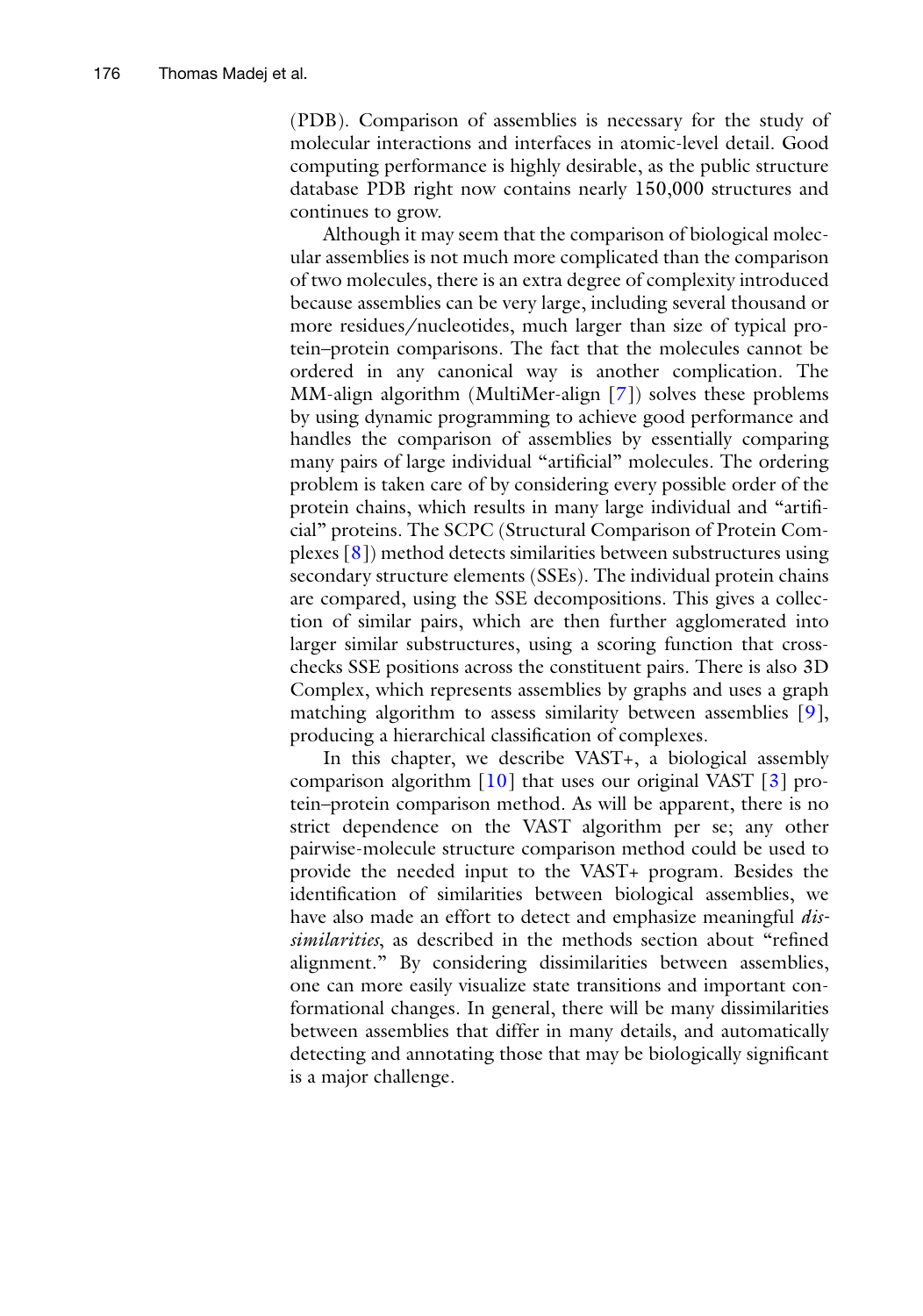(PDB). Comparison of assemblies is necessary for the study of molecular interactions and interfaces in atomic-level detail. Good computing performance is highly desirable, as the public structure database PDB right now contains nearly 150,000 structures and continues to grow.

Although it may seem that the comparison of biological molecular assemblies is not much more complicated than the comparison of two molecules, there is an extra degree of complexity introduced because assemblies can be very large, including several thousand or more residues/nucleotides, much larger than size of typical protein–protein comparisons. The fact that the molecules cannot be ordered in any canonical way is another complication. The MM-align algorithm (MultiMer-align [7]) solves these problems by using dynamic programming to achieve good performance and handles the comparison of assemblies by essentially comparing many pairs of large individual "artificial" molecules. The ordering problem is taken care of by considering every possible order of the protein chains, which results in many large individual and "artificial" proteins. The SCPC (Structural Comparison of Protein Complexes [8]) method detects similarities between substructures using secondary structure elements (SSEs). The individual protein chains are compared, using the SSE decompositions. This gives a collection of similar pairs, which are then further agglomerated into larger similar substructures, using a scoring function that cross-checks SSE positions across the constituent pairs. There is also 3D Complex, which represents assemblies by graphs and uses a graph matching algorithm to assess similarity between assemblies [9], producing a hierarchical classification of complexes.

In this chapter, we describe VAST+, a biological assembly comparison algorithm [10] that uses our original VAST [3] protein–protein comparison method. As will be apparent, there is no strict dependence on the VAST algorithm per se; any other pairwise-molecule structure comparison method could be used to provide the needed input to the VAST+ program. Besides the identification of similarities between biological assemblies, we have also made an effort to detect and emphasize meaningful *dissimilarities*, as described in the methods section about "refined alignment." By considering dissimilarities between assemblies, one can more easily visualize state transitions and important conformational changes. In general, there will be many dissimilarities between assemblies that differ in many details, and automatically detecting and annotating those that may be biologically significant is a major challenge.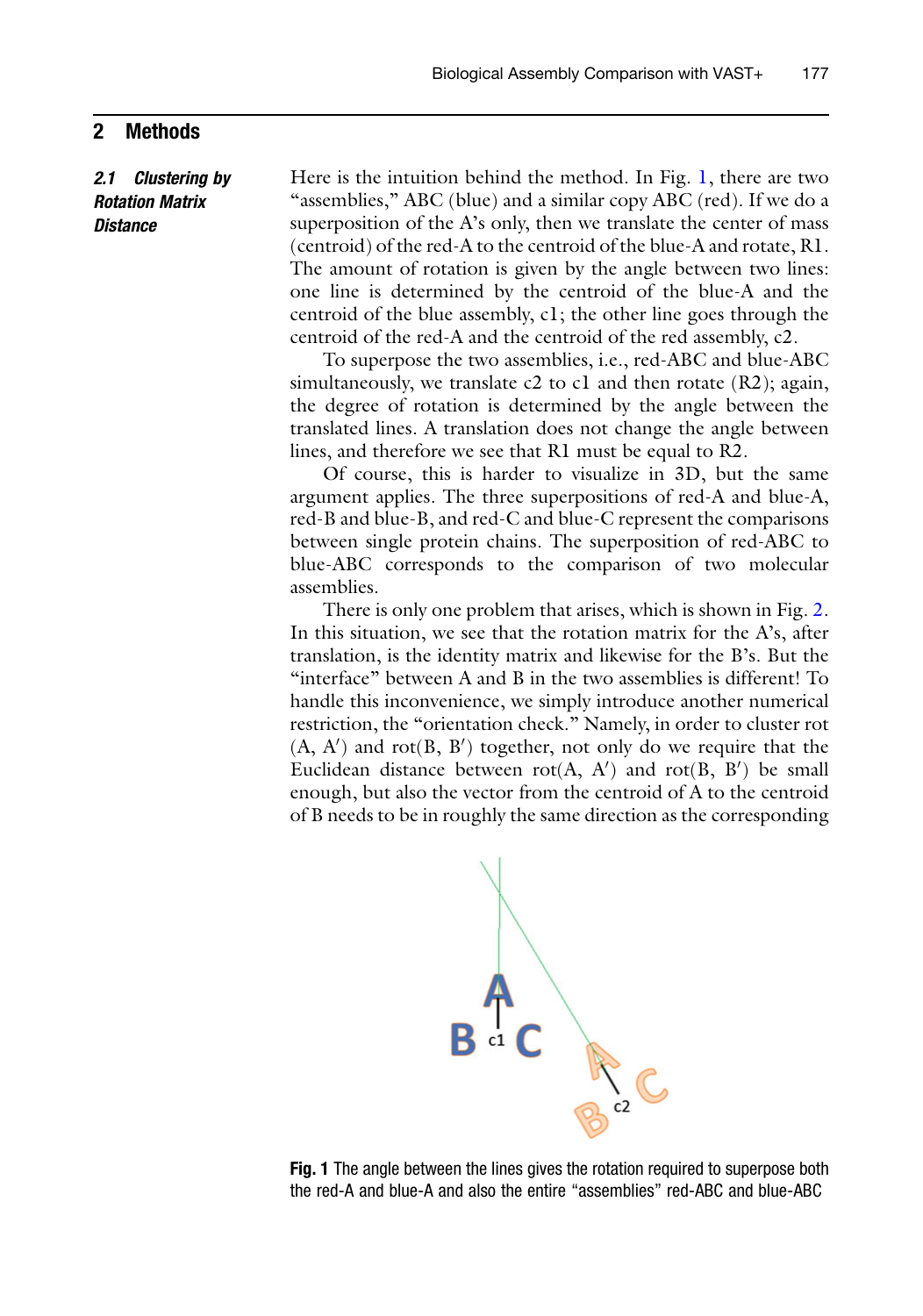## 2 Methods

### 2.1 Clustering by Rotation Matrix Distance

Here is the intuition behind the method. In Fig. 1, there are two "assemblies," ABC (blue) and a similar copy ABC (red). If we do a superposition of the A's only, then we translate the center of mass (centroid) of the red-A to the centroid of the blue-A and rotate, R1. The amount of rotation is given by the angle between two lines: one line is determined by the centroid of the blue-A and the centroid of the blue assembly, c1; the other line goes through the centroid of the red-A and the centroid of the red assembly, c2.

To superpose the two assemblies, i.e., red-ABC and blue-ABC simultaneously, we translate c2 to c1 and then rotate (R2); again, the degree of rotation is determined by the angle between the translated lines. A translation does not change the angle between lines, and therefore we see that R1 must be equal to R2.

Of course, this is harder to visualize in 3D, but the same argument applies. The three superpositions of red-A and blue-A, red-B and blue-B, and red-C and blue-C represent the comparisons between single protein chains. The superposition of red-ABC to blue-ABC corresponds to the comparison of two molecular assemblies.

There is only one problem that arises, which is shown in Fig. 2. In this situation, we see that the rotation matrix for the A's, after translation, is the identity matrix and likewise for the B's. But the "interface" between A and B in the two assemblies is different! To handle this inconvenience, we simply introduce another numerical restriction, the "orientation check." Namely, in order to cluster rot (A, A′) and rot(B, B′) together, not only do we require that the Euclidean distance between rot(A, A′) and rot(B, B′) be small enough, but also the vector from the centroid of A to the centroid of B needs to be in roughly the same direction as the corresponding

**Fig. 1** The angle between the lines gives the rotation required to superpose both the red-A and blue-A and also the entire "assemblies" red-ABC and blue-ABC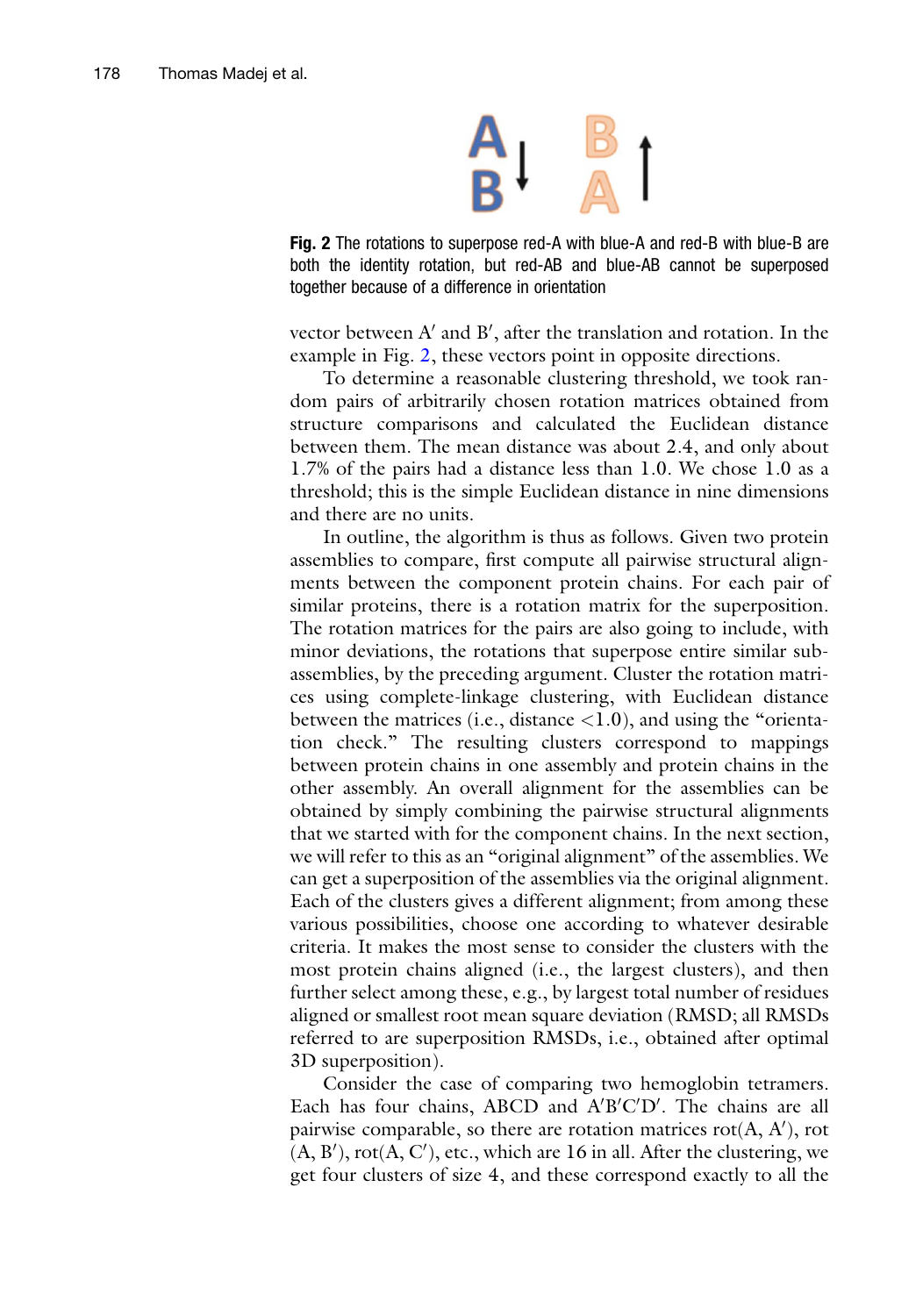**Fig. 2** The rotations to superpose red-A with blue-A and red-B with blue-B are both the identity rotation, but red-AB and blue-AB cannot be superposed together because of a difference in orientation

vector between A′ and B′, after the translation and rotation. In the example in Fig. 2, these vectors point in opposite directions.

To determine a reasonable clustering threshold, we took random pairs of arbitrarily chosen rotation matrices obtained from structure comparisons and calculated the Euclidean distance between them. The mean distance was about 2.4, and only about 1.7% of the pairs had a distance less than 1.0. We chose 1.0 as a threshold; this is the simple Euclidean distance in nine dimensions and there are no units.

In outline, the algorithm is thus as follows. Given two protein assemblies to compare, first compute all pairwise structural alignments between the component protein chains. For each pair of similar proteins, there is a rotation matrix for the superposition. The rotation matrices for the pairs are also going to include, with minor deviations, the rotations that superpose entire similar subassemblies, by the preceding argument. Cluster the rotation matrices using complete-linkage clustering, with Euclidean distance between the matrices (i.e., distance $<1.0$), and using the "orientation check." The resulting clusters correspond to mappings between protein chains in one assembly and protein chains in the other assembly. An overall alignment for the assemblies can be obtained by simply combining the pairwise structural alignments that we started with for the component chains. In the next section, we will refer to this as an "original alignment" of the assemblies. We can get a superposition of the assemblies via the original alignment. Each of the clusters gives a different alignment; from among these various possibilities, choose one according to whatever desirable criteria. It makes the most sense to consider the clusters with the most protein chains aligned (i.e., the largest clusters), and then further select among these, e.g., by largest total number of residues aligned or smallest root mean square deviation (RMSD; all RMSDs referred to are superposition RMSDs, i.e., obtained after optimal 3D superposition).

Consider the case of comparing two hemoglobin tetramers. Each has four chains, ABCD and A′B′C′D′. The chains are all pairwise comparable, so there are rotation matrices rot(A, A′), rot(A, B′), rot(A, C′), etc., which are 16 in all. After the clustering, we get four clusters of size 4, and these correspond exactly to all the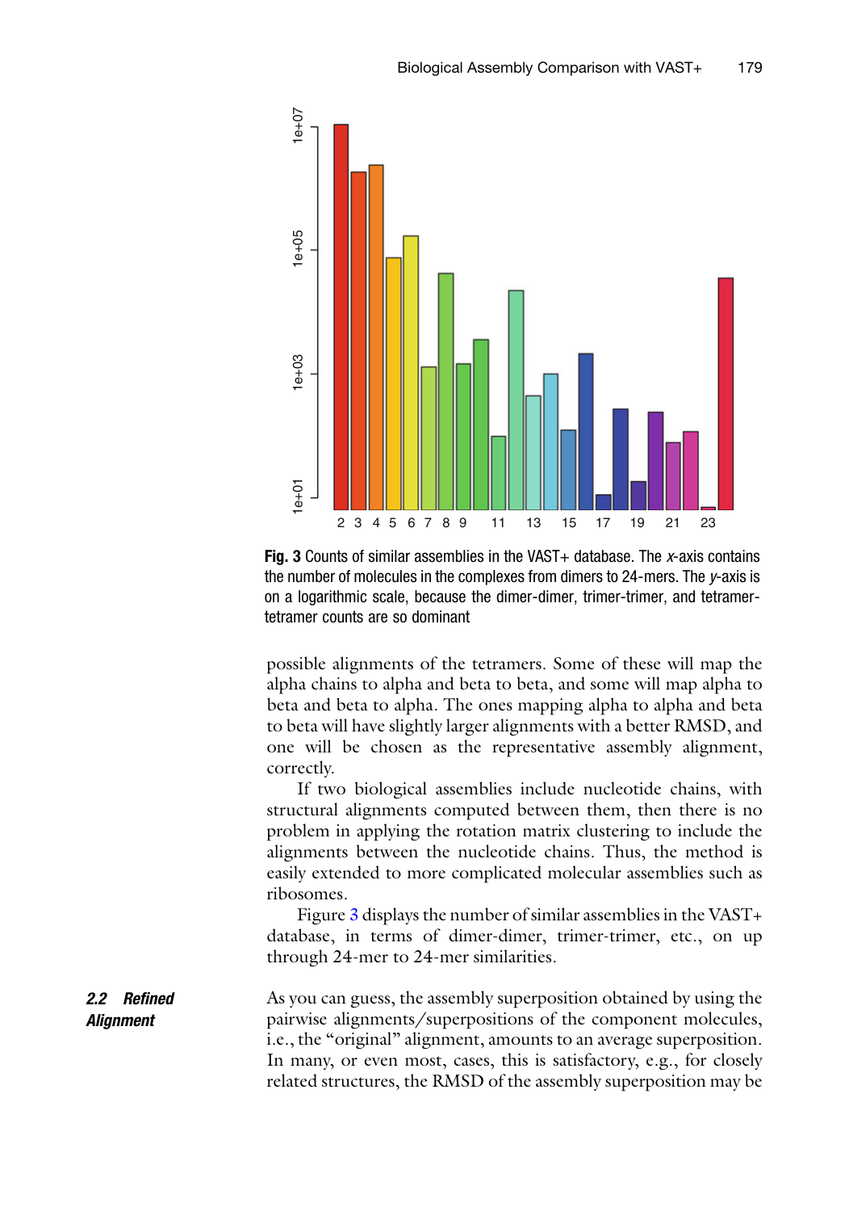**Fig. 3** Counts of similar assemblies in the VAST+ database. The *x*-axis contains the number of molecules in the complexes from dimers to 24-mers. The *y*-axis is on a logarithmic scale, because the dimer-dimer, trimer-trimer, and tetramer-tetramer counts are so dominant

possible alignments of the tetramers. Some of these will map the alpha chains to alpha and beta to beta, and some will map alpha to beta and beta to alpha. The ones mapping alpha to alpha and beta to beta will have slightly larger alignments with a better RMSD, and one will be chosen as the representative assembly alignment, correctly.

If two biological assemblies include nucleotide chains, with structural alignments computed between them, then there is no problem in applying the rotation matrix clustering to include the alignments between the nucleotide chains. Thus, the method is easily extended to more complicated molecular assemblies such as ribosomes.

Figure 3 displays the number of similar assemblies in the VAST+ database, in terms of dimer-dimer, trimer-trimer, etc., on up through 24-mer to 24-mer similarities.

### 2.2 Refined Alignment

As you can guess, the assembly superposition obtained by using the pairwise alignments/superpositions of the component molecules, i.e., the "original" alignment, amounts to an average superposition. In many, or even most, cases, this is satisfactory, e.g., for closely related structures, the RMSD of the assembly superposition may be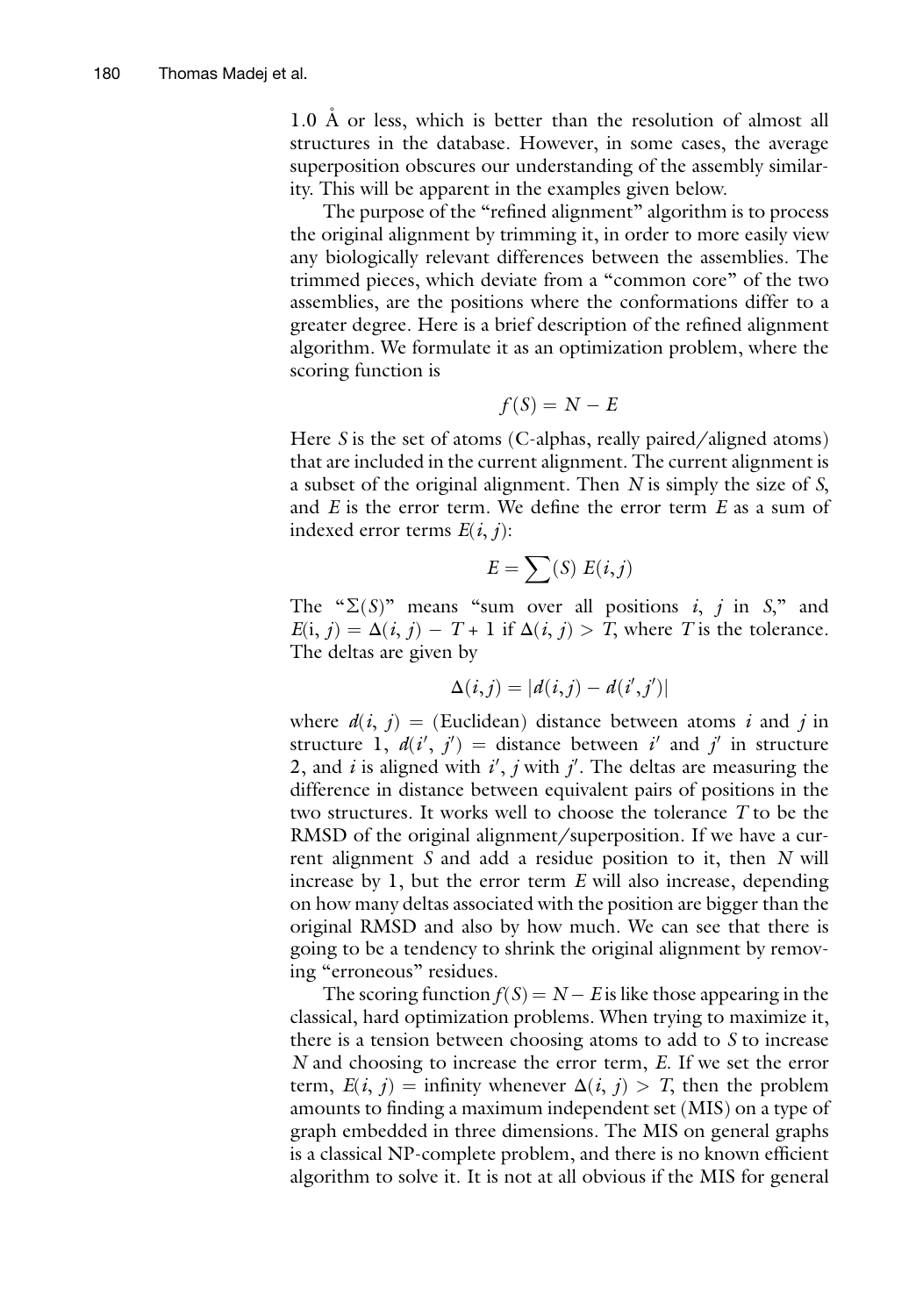1.0 Å or less, which is better than the resolution of almost all structures in the database. However, in some cases, the average superposition obscures our understanding of the assembly similarity. This will be apparent in the examples given below.

The purpose of the "refined alignment" algorithm is to process the original alignment by trimming it, in order to more easily view any biologically relevant differences between the assemblies. The trimmed pieces, which deviate from a "common core" of the two assemblies, are the positions where the conformations differ to a greater degree. Here is a brief description of the refined alignment algorithm. We formulate it as an optimization problem, where the scoring function is

$$f(S) = N - E$$

Here $S$ is the set of atoms (C-alphas, really paired/aligned atoms) that are included in the current alignment. The current alignment is a subset of the original alignment. Then $N$ is simply the size of $S$, and $E$ is the error term. We define the error term $E$ as a sum of indexed error terms $E(i, j)$:

$$E = \sum(S)\; E(i,j)$$

The "$\Sigma(S)$" means "sum over all positions $i$, $j$ in $S$," and $E(i, j) = \Delta(i, j) - T + 1$ if $\Delta(i, j) > T$, where $T$ is the tolerance. The deltas are given by

$$\Delta(i,j) = |d(i,j) - d(i',j')|$$

where $d(i, j)$ = (Euclidean) distance between atoms $i$ and $j$ in structure 1, $d(i', j')$ = distance between $i'$ and $j'$ in structure 2, and $i$ is aligned with $i'$, $j$ with $j'$. The deltas are measuring the difference in distance between equivalent pairs of positions in the two structures. It works well to choose the tolerance $T$ to be the RMSD of the original alignment/superposition. If we have a current alignment $S$ and add a residue position to it, then $N$ will increase by 1, but the error term $E$ will also increase, depending on how many deltas associated with the position are bigger than the original RMSD and also by how much. We can see that there is going to be a tendency to shrink the original alignment by removing "erroneous" residues.

The scoring function $f(S) = N - E$ is like those appearing in the classical, hard optimization problems. When trying to maximize it, there is a tension between choosing atoms to add to $S$ to increase $N$ and choosing to increase the error term, $E$. If we set the error term, $E(i, j)$ = infinity whenever $\Delta(i, j) > T$, then the problem amounts to finding a maximum independent set (MIS) on a type of graph embedded in three dimensions. The MIS on general graphs is a classical NP-complete problem, and there is no known efficient algorithm to solve it. It is not at all obvious if the MIS for general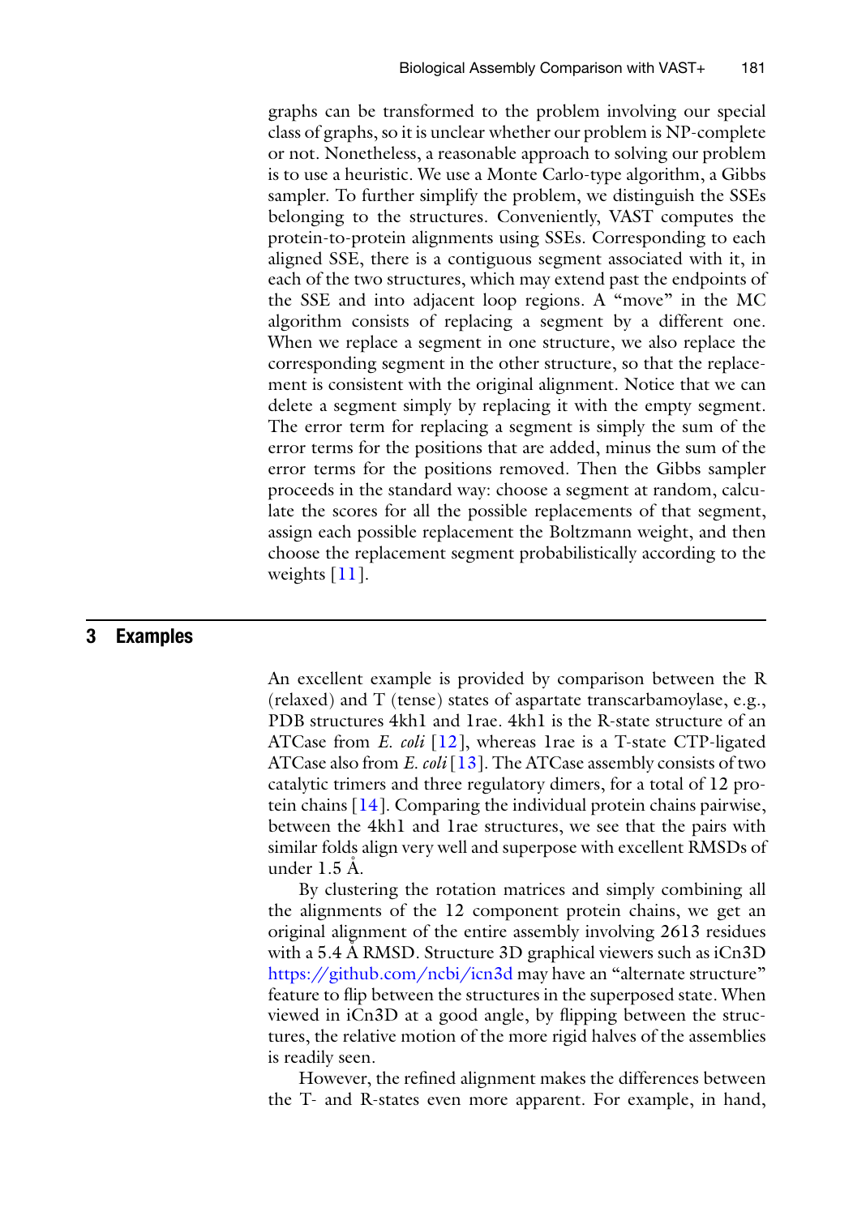graphs can be transformed to the problem involving our special class of graphs, so it is unclear whether our problem is NP-complete or not. Nonetheless, a reasonable approach to solving our problem is to use a heuristic. We use a Monte Carlo-type algorithm, a Gibbs sampler. To further simplify the problem, we distinguish the SSEs belonging to the structures. Conveniently, VAST computes the protein-to-protein alignments using SSEs. Corresponding to each aligned SSE, there is a contiguous segment associated with it, in each of the two structures, which may extend past the endpoints of the SSE and into adjacent loop regions. A "move" in the MC algorithm consists of replacing a segment by a different one. When we replace a segment in one structure, we also replace the corresponding segment in the other structure, so that the replacement is consistent with the original alignment. Notice that we can delete a segment simply by replacing it with the empty segment. The error term for replacing a segment is simply the sum of the error terms for the positions that are added, minus the sum of the error terms for the positions removed. Then the Gibbs sampler proceeds in the standard way: choose a segment at random, calculate the scores for all the possible replacements of that segment, assign each possible replacement the Boltzmann weight, and then choose the replacement segment probabilistically according to the weights [11].

## 3 Examples

An excellent example is provided by comparison between the R (relaxed) and T (tense) states of aspartate transcarbamoylase, e.g., PDB structures 4kh1 and 1rae. 4kh1 is the R-state structure of an ATCase from *E. coli* [12], whereas 1rae is a T-state CTP-ligated ATCase also from *E. coli* [13]. The ATCase assembly consists of two catalytic trimers and three regulatory dimers, for a total of 12 protein chains [14]. Comparing the individual protein chains pairwise, between the 4kh1 and 1rae structures, we see that the pairs with similar folds align very well and superpose with excellent RMSDs of under 1.5 Å.

By clustering the rotation matrices and simply combining all the alignments of the 12 component protein chains, we get an original alignment of the entire assembly involving 2613 residues with a 5.4 Å RMSD. Structure 3D graphical viewers such as iCn3D https://github.com/ncbi/icn3d may have an "alternate structure" feature to flip between the structures in the superposed state. When viewed in iCn3D at a good angle, by flipping between the structures, the relative motion of the more rigid halves of the assemblies is readily seen.

However, the refined alignment makes the differences between the T- and R-states even more apparent. For example, in hand,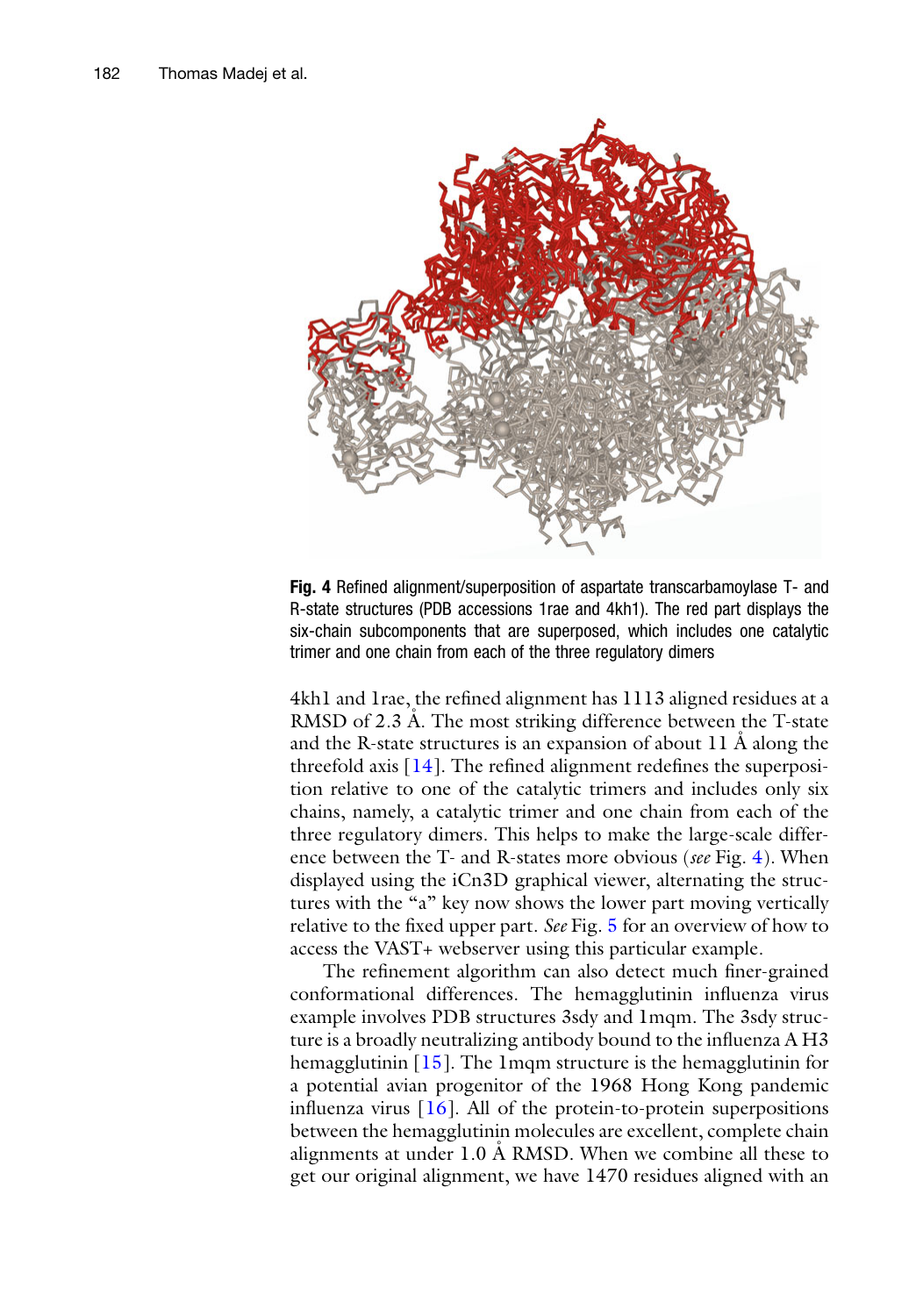**Fig. 4** Refined alignment/superposition of aspartate transcarbamoylase T- and R-state structures (PDB accessions 1rae and 4kh1). The red part displays the six-chain subcomponents that are superposed, which includes one catalytic trimer and one chain from each of the three regulatory dimers

4kh1 and 1rae, the refined alignment has 1113 aligned residues at a RMSD of 2.3 Å. The most striking difference between the T-state and the R-state structures is an expansion of about 11 Å along the threefold axis [14]. The refined alignment redefines the superposition relative to one of the catalytic trimers and includes only six chains, namely, a catalytic trimer and one chain from each of the three regulatory dimers. This helps to make the large-scale difference between the T- and R-states more obvious (*see* Fig. 4). When displayed using the iCn3D graphical viewer, alternating the structures with the "a" key now shows the lower part moving vertically relative to the fixed upper part. *See* Fig. 5 for an overview of how to access the VAST+ webserver using this particular example.

The refinement algorithm can also detect much finer-grained conformational differences. The hemagglutinin influenza virus example involves PDB structures 3sdy and 1mqm. The 3sdy structure is a broadly neutralizing antibody bound to the influenza A H3 hemagglutinin [15]. The 1mqm structure is the hemagglutinin for a potential avian progenitor of the 1968 Hong Kong pandemic influenza virus [16]. All of the protein-to-protein superpositions between the hemagglutinin molecules are excellent, complete chain alignments at under 1.0 Å RMSD. When we combine all these to get our original alignment, we have 1470 residues aligned with an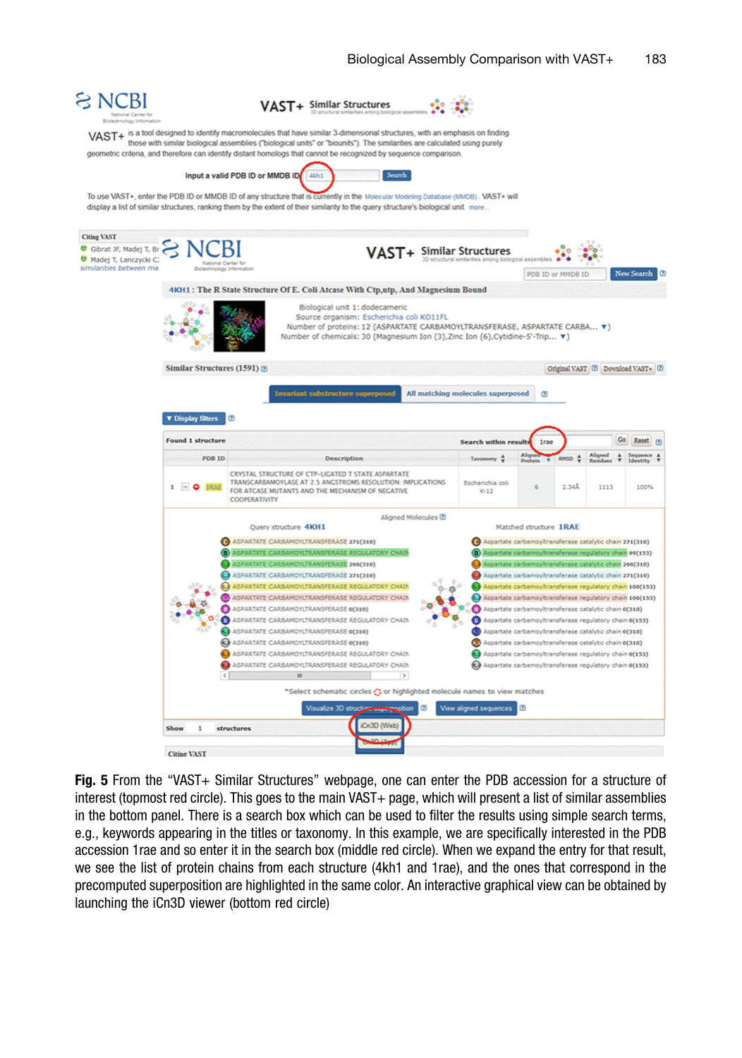**Fig. 5** From the "VAST+ Similar Structures" webpage, one can enter the PDB accession for a structure of interest (topmost red circle). This goes to the main VAST+ page, which will present a list of similar assemblies in the bottom panel. There is a search box which can be used to filter the results using simple search terms, e.g., keywords appearing in the titles or taxonomy. In this example, we are specifically interested in the PDB accession 1rae and so enter it in the search box (middle red circle). When we expand the entry for that result, we see the list of protein chains from each structure (4kh1 and 1rae), and the ones that correspond in the precomputed superposition are highlighted in the same color. An interactive graphical view can be obtained by launching the iCn3D viewer (bottom red circle)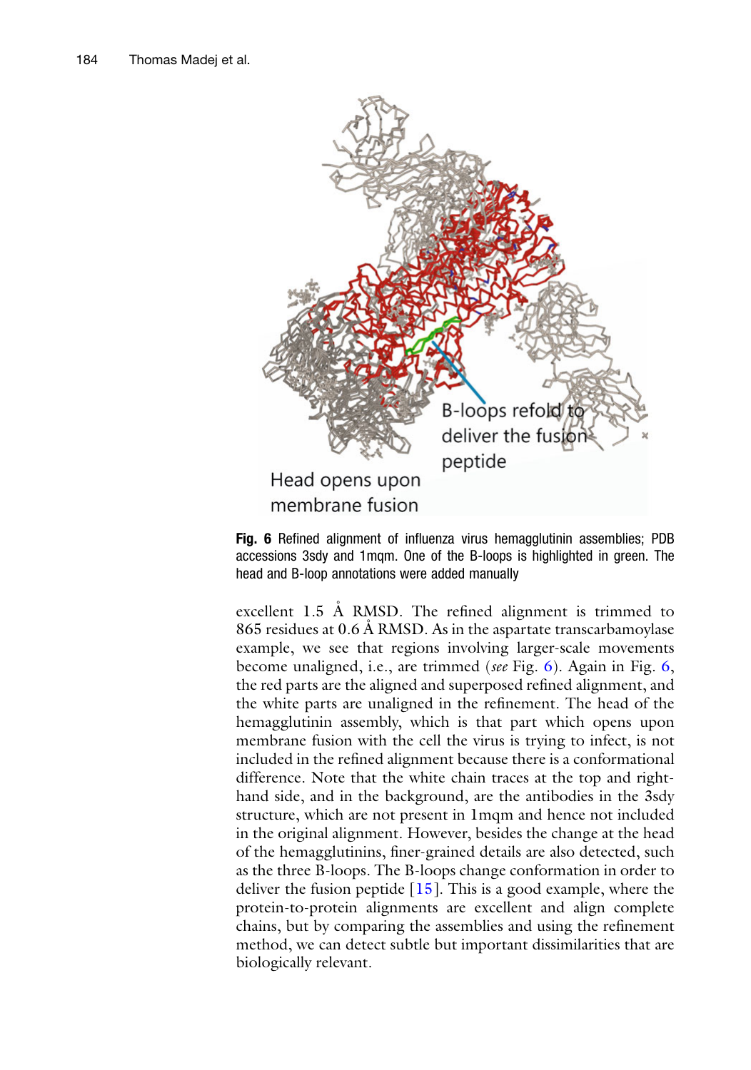**Fig. 6** Refined alignment of influenza virus hemagglutinin assemblies; PDB accessions 3sdy and 1mqm. One of the B-loops is highlighted in green. The head and B-loop annotations were added manually

excellent 1.5 Å RMSD. The refined alignment is trimmed to 865 residues at 0.6 Å RMSD. As in the aspartate transcarbamoylase example, we see that regions involving larger-scale movements become unaligned, i.e., are trimmed (*see* Fig. 6). Again in Fig. 6, the red parts are the aligned and superposed refined alignment, and the white parts are unaligned in the refinement. The head of the hemagglutinin assembly, which is that part which opens upon membrane fusion with the cell the virus is trying to infect, is not included in the refined alignment because there is a conformational difference. Note that the white chain traces at the top and right-hand side, and in the background, are the antibodies in the 3sdy structure, which are not present in 1mqm and hence not included in the original alignment. However, besides the change at the head of the hemagglutinins, finer-grained details are also detected, such as the three B-loops. The B-loops change conformation in order to deliver the fusion peptide [15]. This is a good example, where the protein-to-protein alignments are excellent and align complete chains, but by comparing the assemblies and using the refinement method, we can detect subtle but important dissimilarities that are biologically relevant.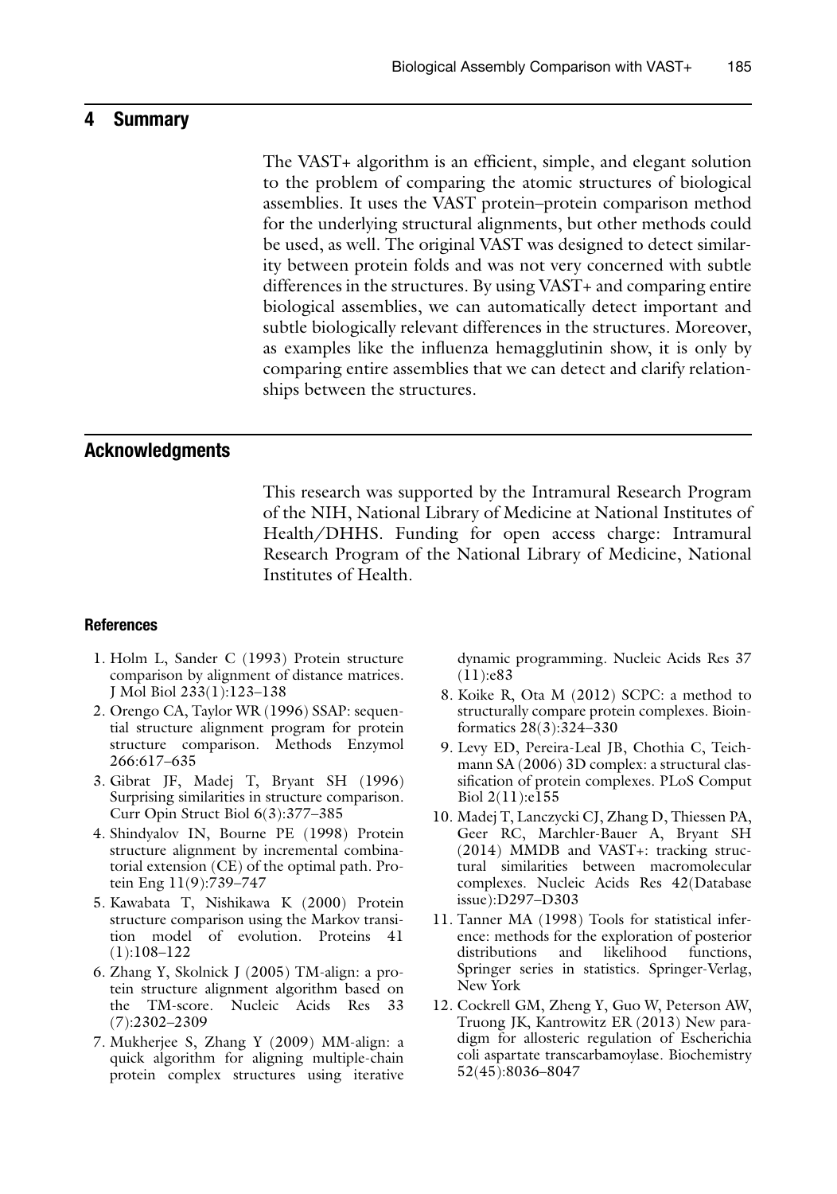## 4 Summary

The VAST+ algorithm is an efficient, simple, and elegant solution to the problem of comparing the atomic structures of biological assemblies. It uses the VAST protein–protein comparison method for the underlying structural alignments, but other methods could be used, as well. The original VAST was designed to detect similarity between protein folds and was not very concerned with subtle differences in the structures. By using VAST+ and comparing entire biological assemblies, we can automatically detect important and subtle biologically relevant differences in the structures. Moreover, as examples like the influenza hemagglutinin show, it is only by comparing entire assemblies that we can detect and clarify relationships between the structures.

## Acknowledgments

This research was supported by the Intramural Research Program of the NIH, National Library of Medicine at National Institutes of Health/DHHS. Funding for open access charge: Intramural Research Program of the National Library of Medicine, National Institutes of Health.

### References

1. Holm L, Sander C (1993) Protein structure comparison by alignment of distance matrices. J Mol Biol 233(1):123–138
2. Orengo CA, Taylor WR (1996) SSAP: sequential structure alignment program for protein structure comparison. Methods Enzymol 266:617–635
3. Gibrat JF, Madej T, Bryant SH (1996) Surprising similarities in structure comparison. Curr Opin Struct Biol 6(3):377–385
4. Shindyalov IN, Bourne PE (1998) Protein structure alignment by incremental combinatorial extension (CE) of the optimal path. Protein Eng 11(9):739–747
5. Kawabata T, Nishikawa K (2000) Protein structure comparison using the Markov transition model of evolution. Proteins 41 (1):108–122
6. Zhang Y, Skolnick J (2005) TM-align: a protein structure alignment algorithm based on the TM-score. Nucleic Acids Res 33 (7):2302–2309
7. Mukherjee S, Zhang Y (2009) MM-align: a quick algorithm for aligning multiple-chain protein complex structures using iterative dynamic programming. Nucleic Acids Res 37 (11):e83
8. Koike R, Ota M (2012) SCPC: a method to structurally compare protein complexes. Bioinformatics 28(3):324–330
9. Levy ED, Pereira-Leal JB, Chothia C, Teichmann SA (2006) 3D complex: a structural classification of protein complexes. PLoS Comput Biol 2(11):e155
10. Madej T, Lanczycki CJ, Zhang D, Thiessen PA, Geer RC, Marchler-Bauer A, Bryant SH (2014) MMDB and VAST+: tracking structural similarities between macromolecular complexes. Nucleic Acids Res 42(Database issue):D297–D303
11. Tanner MA (1998) Tools for statistical inference: methods for the exploration of posterior distributions and likelihood functions, Springer series in statistics. Springer-Verlag, New York
12. Cockrell GM, Zheng Y, Guo W, Peterson AW, Truong JK, Kantrowitz ER (2013) New paradigm for allosteric regulation of Escherichia coli aspartate transcarbamoylase. Biochemistry 52(45):8036–8047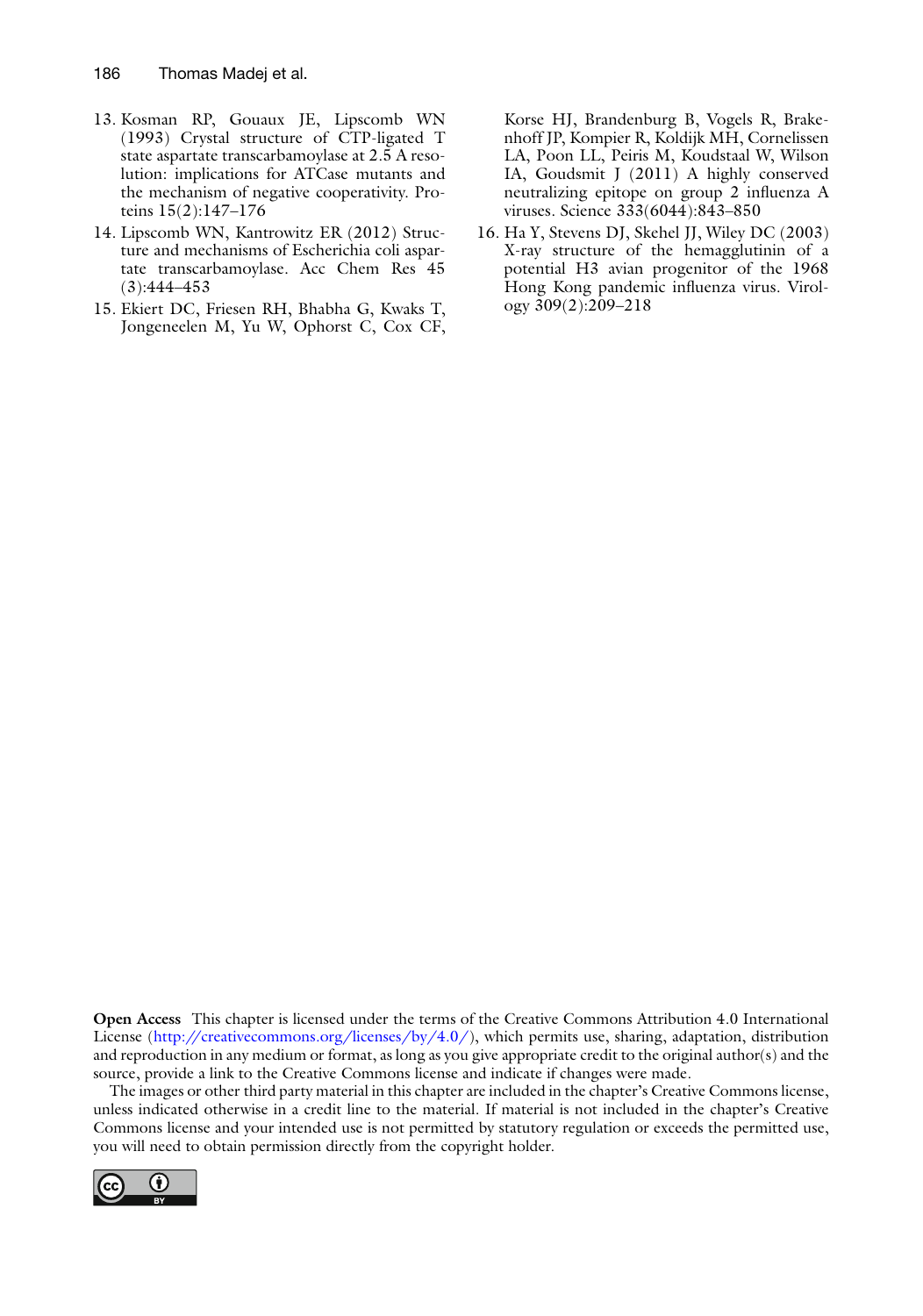13. Kosman RP, Gouaux JE, Lipscomb WN (1993) Crystal structure of CTP-ligated T state aspartate transcarbamoylase at 2.5 A resolution: implications for ATCase mutants and the mechanism of negative cooperativity. Proteins 15(2):147–176
14. Lipscomb WN, Kantrowitz ER (2012) Structure and mechanisms of Escherichia coli aspartate transcarbamoylase. Acc Chem Res 45 (3):444–453
15. Ekiert DC, Friesen RH, Bhabha G, Kwaks T, Jongeneelen M, Yu W, Ophorst C, Cox CF, Korse HJ, Brandenburg B, Vogels R, Brakenhoff JP, Kompier R, Koldijk MH, Cornelissen LA, Poon LL, Peiris M, Koudstaal W, Wilson IA, Goudsmit J (2011) A highly conserved neutralizing epitope on group 2 influenza A viruses. Science 333(6044):843–850
16. Ha Y, Stevens DJ, Skehel JJ, Wiley DC (2003) X-ray structure of the hemagglutinin of a potential H3 avian progenitor of the 1968 Hong Kong pandemic influenza virus. Virology 309(2):209–218

**Open Access** This chapter is licensed under the terms of the Creative Commons Attribution 4.0 International License (http://creativecommons.org/licenses/by/4.0/), which permits use, sharing, adaptation, distribution and reproduction in any medium or format, as long as you give appropriate credit to the original author(s) and the source, provide a link to the Creative Commons license and indicate if changes were made.

The images or other third party material in this chapter are included in the chapter's Creative Commons license, unless indicated otherwise in a credit line to the material. If material is not included in the chapter's Creative Commons license and your intended use is not permitted by statutory regulation or exceeds the permitted use, you will need to obtain permission directly from the copyright holder.